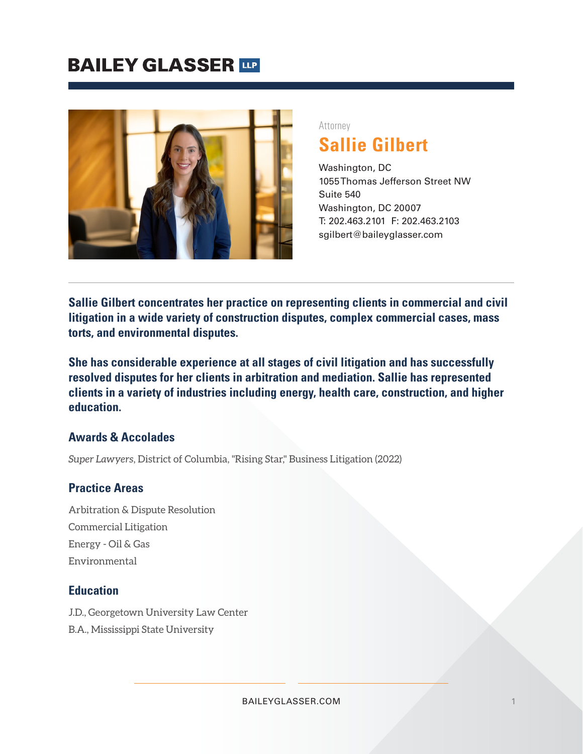# BAILEY GLASSER LLP

Attorney

## Sallie Gilbert

Washington, DC
1055 Thomas Jefferson Street NW
Suite 540
Washington, DC 20007
T: 202.463.2101 F: 202.463.2103
sgilbert@baileyglasser.com

**Sallie Gilbert concentrates her practice on representing clients in commercial and civil litigation in a wide variety of construction disputes, complex commercial cases, mass torts, and environmental disputes.**

**She has considerable experience at all stages of civil litigation and has successfully resolved disputes for her clients in arbitration and mediation. Sallie has represented clients in a variety of industries including energy, health care, construction, and higher education.**

### Awards & Accolades

*Super Lawyers*, District of Columbia, "Rising Star," Business Litigation (2022)

### Practice Areas

Arbitration & Dispute Resolution
Commercial Litigation
Energy - Oil & Gas
Environmental

### Education

J.D., Georgetown University Law Center
B.A., Mississippi State University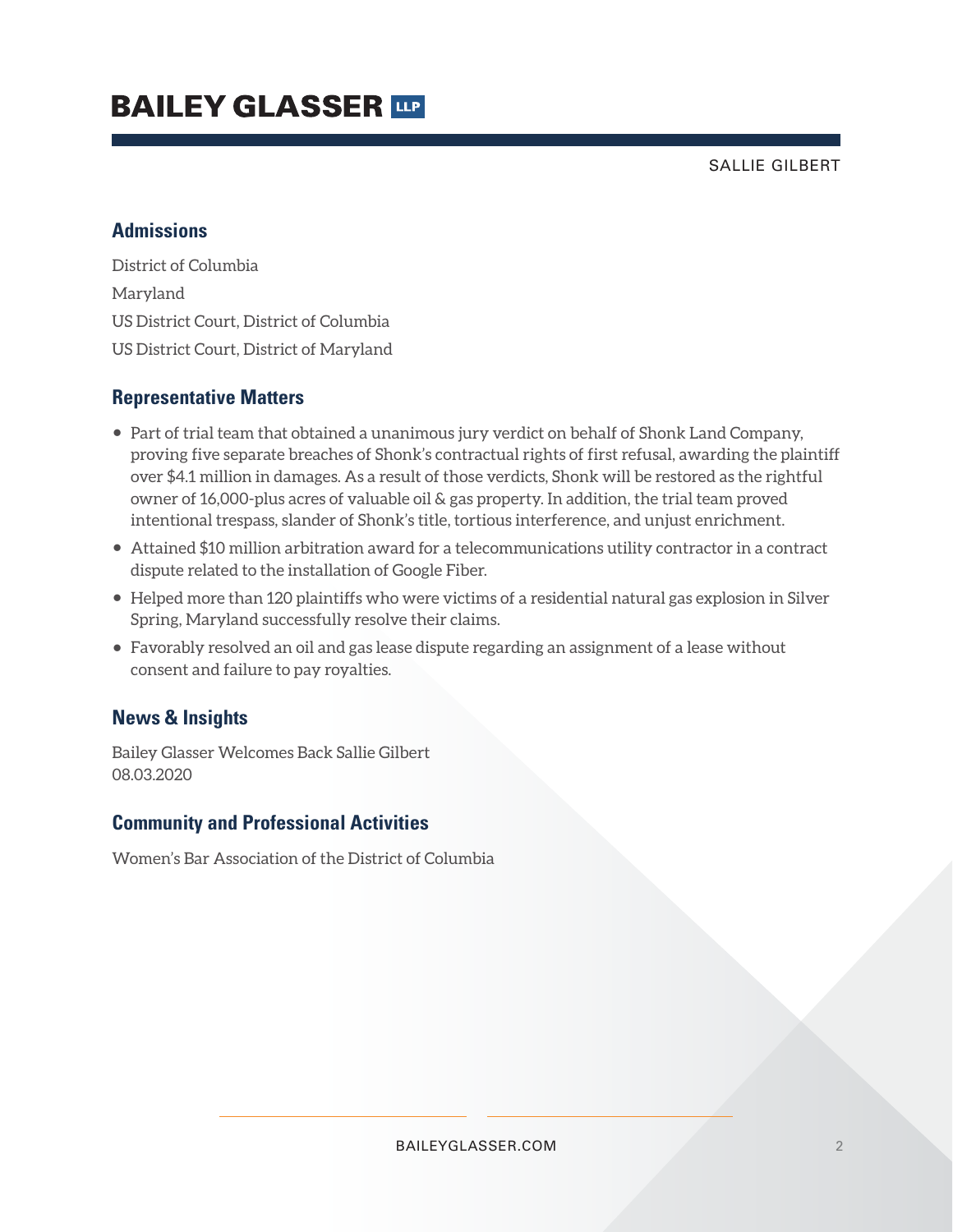## Admissions

District of Columbia

Maryland

US District Court, District of Columbia

US District Court, District of Maryland

## Representative Matters

- Part of trial team that obtained a unanimous jury verdict on behalf of Shonk Land Company, proving five separate breaches of Shonk's contractual rights of first refusal, awarding the plaintiff over $4.1 million in damages. As a result of those verdicts, Shonk will be restored as the rightful owner of 16,000-plus acres of valuable oil & gas property. In addition, the trial team proved intentional trespass, slander of Shonk's title, tortious interference, and unjust enrichment.
- Attained $10 million arbitration award for a telecommunications utility contractor in a contract dispute related to the installation of Google Fiber.
- Helped more than 120 plaintiffs who were victims of a residential natural gas explosion in Silver Spring, Maryland successfully resolve their claims.
- Favorably resolved an oil and gas lease dispute regarding an assignment of a lease without consent and failure to pay royalties.

## News & Insights

Bailey Glasser Welcomes Back Sallie Gilbert
08.03.2020

## Community and Professional Activities

Women's Bar Association of the District of Columbia